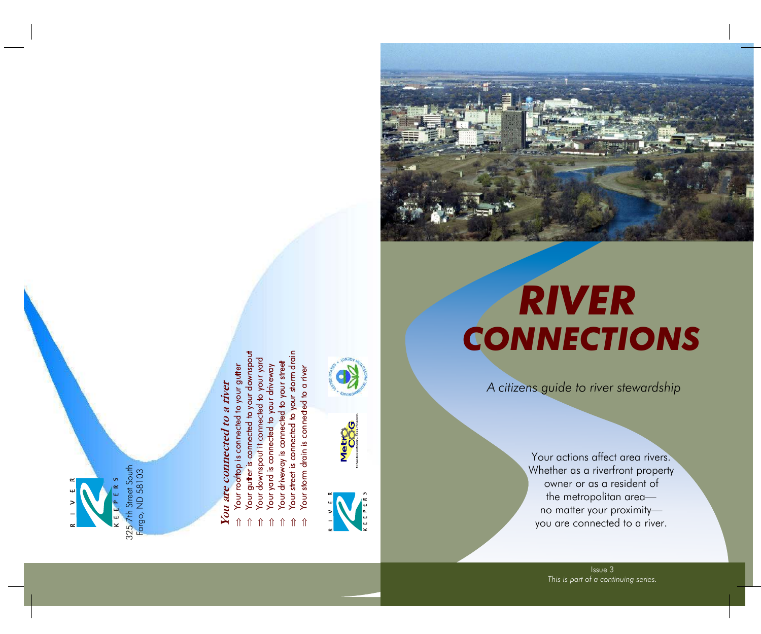RIVER KEEPERS

325 7th Street South
Fargo, ND 58103

*You are connected to a river*

- ⇑ Your rooftop is connected to your gutter
- ⇑ Your gutter is connected to your downspout
- ⇑ Your downspout it connected to your yard
- ⇑ Your yard is connected to your driveway
- ⇑ Your driveway is connected to your street
- ⇑ Your street is connected to your storm drain
- ⇑ Your storm drain is connected to a river

# RIVER CONNECTIONS

*A citizens guide to river stewardship*

Your actions affect area rivers. Whether as a riverfront property owner or as a resident of the metropolitan area—no matter your proximity—you are connected to a river.

Issue 3
*This is part of a continuing series.*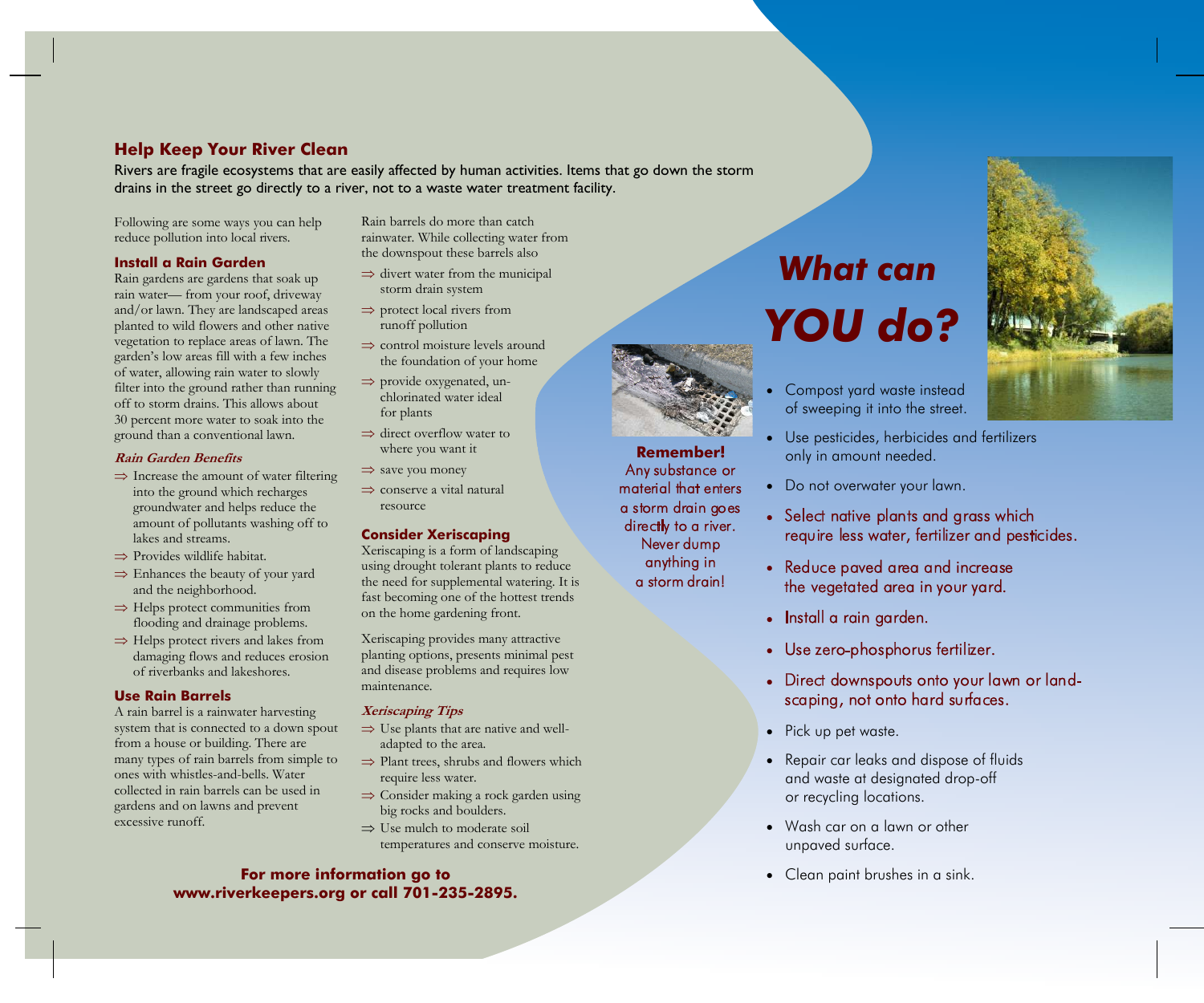## Help Keep Your River Clean

Rivers are fragile ecosystems that are easily affected by human activities. Items that go down the storm drains in the street go directly to a river, not to a waste water treatment facility.

Following are some ways you can help reduce pollution into local rivers.

### Install a Rain Garden

Rain gardens are gardens that soak up rain water— from your roof, driveway and/or lawn. They are landscaped areas planted to wild flowers and other native vegetation to replace areas of lawn. The garden's low areas fill with a few inches of water, allowing rain water to slowly filter into the ground rather than running off to storm drains. This allows about 30 percent more water to soak into the ground than a conventional lawn.

#### *Rain Garden Benefits*

- ⇒ Increase the amount of water filtering into the ground which recharges groundwater and helps reduce the amount of pollutants washing off to lakes and streams.
- ⇒ Provides wildlife habitat.
- ⇒ Enhances the beauty of your yard and the neighborhood.
- ⇒ Helps protect communities from flooding and drainage problems.
- ⇒ Helps protect rivers and lakes from damaging flows and reduces erosion of riverbanks and lakeshores.

### Use Rain Barrels

A rain barrel is a rainwater harvesting system that is connected to a down spout from a house or building. There are many types of rain barrels from simple to ones with whistles-and-bells. Water collected in rain barrels can be used in gardens and on lawns and prevent excessive runoff.

Rain barrels do more than catch rainwater. While collecting water from the downspout these barrels also

- ⇒ divert water from the municipal storm drain system
- ⇒ protect local rivers from runoff pollution
- ⇒ control moisture levels around the foundation of your home
- ⇒ provide oxygenated, un-chlorinated water ideal for plants
- ⇒ direct overflow water to where you want it
- ⇒ save you money
- ⇒ conserve a vital natural resource

### Consider Xeriscaping

Xeriscaping is a form of landscaping using drought tolerant plants to reduce the need for supplemental watering. It is fast becoming one of the hottest trends on the home gardening front.

Xeriscaping provides many attractive planting options, presents minimal pest and disease problems and requires low maintenance.

#### *Xeriscaping Tips*

- ⇒ Use plants that are native and well-adapted to the area.
- ⇒ Plant trees, shrubs and flowers which require less water.
- ⇒ Consider making a rock garden using big rocks and boulders.
- ⇒ Use mulch to moderate soil temperatures and conserve moisture.

**For more information go to www.riverkeepers.org or call 701-235-2895.**

**Remember!**
Any substance or material that enters a storm drain goes directly to a river. Never dump anything in a storm drain!

# *What can YOU do?*

- Compost yard waste instead of sweeping it into the street.
- Use pesticides, herbicides and fertilizers only in amount needed.
- Do not overwater your lawn.
- Select native plants and grass which require less water, fertilizer and pesticides.
- Reduce paved area and increase the vegetated area in your yard.
- Install a rain garden.
- Use zero-phosphorus fertilizer.
- Direct downspouts onto your lawn or landscaping, not onto hard surfaces.
- Pick up pet waste.
- Repair car leaks and dispose of fluids and waste at designated drop-off or recycling locations.
- Wash car on a lawn or other unpaved surface.
- Clean paint brushes in a sink.